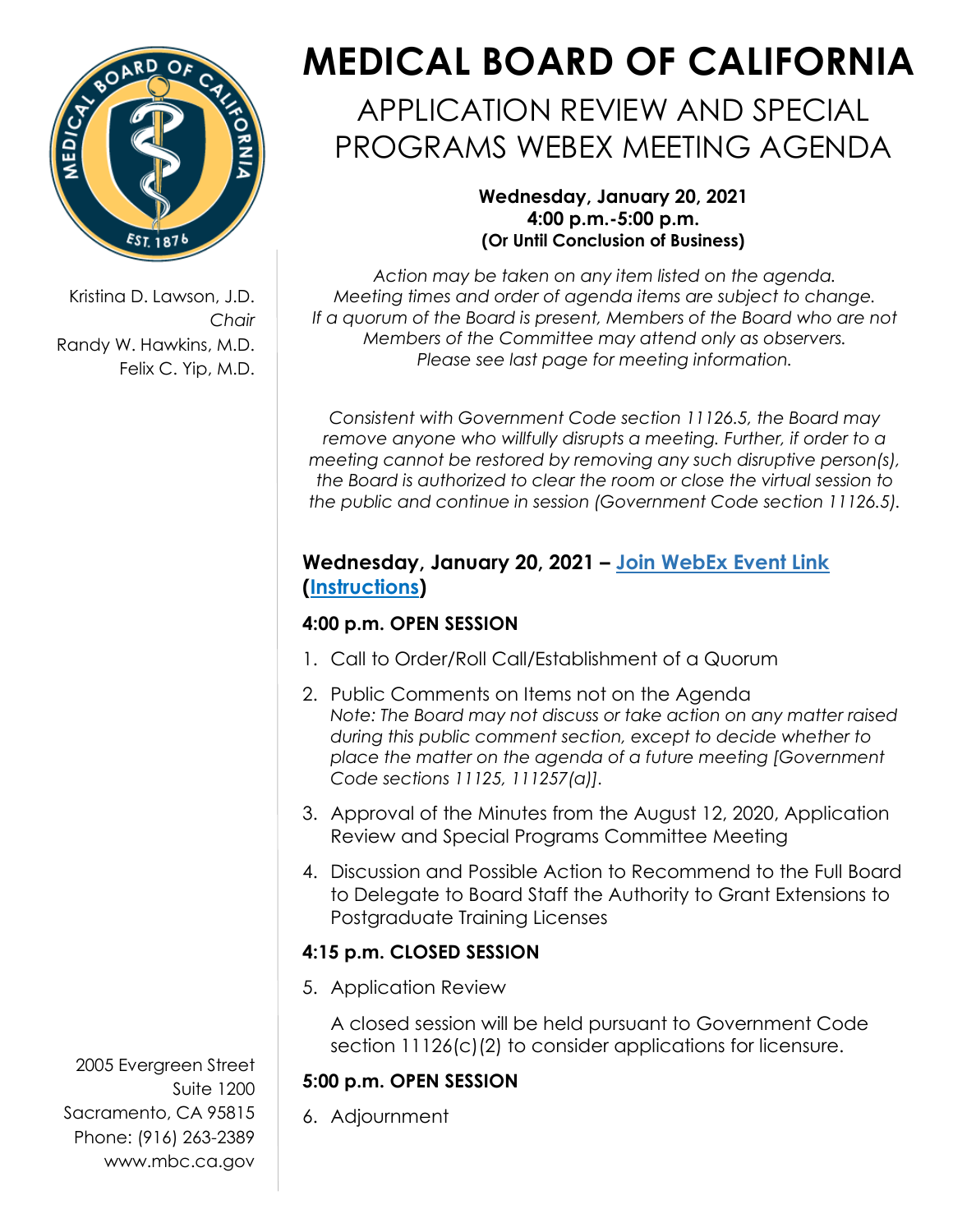# MEDICAL BOARD OF CALIFORNIA

## APPLICATION REVIEW AND SPECIAL PROGRAMS WEBEX MEETING AGENDA

**Wednesday, January 20, 2021**
**4:00 p.m.-5:00 p.m.**
**(Or Until Conclusion of Business)**

Kristina D. Lawson, J.D.
*Chair*
Randy W. Hawkins, M.D.
Felix C. Yip, M.D.

*Action may be taken on any item listed on the agenda. Meeting times and order of agenda items are subject to change. If a quorum of the Board is present, Members of the Board who are not Members of the Committee may attend only as observers. Please see last page for meeting information.*

*Consistent with Government Code section 11126.5, the Board may remove anyone who willfully disrupts a meeting. Further, if order to a meeting cannot be restored by removing any such disruptive person(s), the Board is authorized to clear the room or close the virtual session to the public and continue in session (Government Code section 11126.5).*

### Wednesday, January 20, 2021 – Join WebEx Event Link (Instructions)

#### 4:00 p.m. OPEN SESSION

1. Call to Order/Roll Call/Establishment of a Quorum
2. Public Comments on Items not on the Agenda
   *Note: The Board may not discuss or take action on any matter raised during this public comment section, except to decide whether to place the matter on the agenda of a future meeting [Government Code sections 11125, 111257(a)].*
3. Approval of the Minutes from the August 12, 2020, Application Review and Special Programs Committee Meeting
4. Discussion and Possible Action to Recommend to the Full Board to Delegate to Board Staff the Authority to Grant Extensions to Postgraduate Training Licenses

#### 4:15 p.m. CLOSED SESSION

5. Application Review

   A closed session will be held pursuant to Government Code section 11126(c)(2) to consider applications for licensure.

#### 5:00 p.m. OPEN SESSION

6. Adjournment

2005 Evergreen Street
Suite 1200
Sacramento, CA 95815
Phone: (916) 263-2389
www.mbc.ca.gov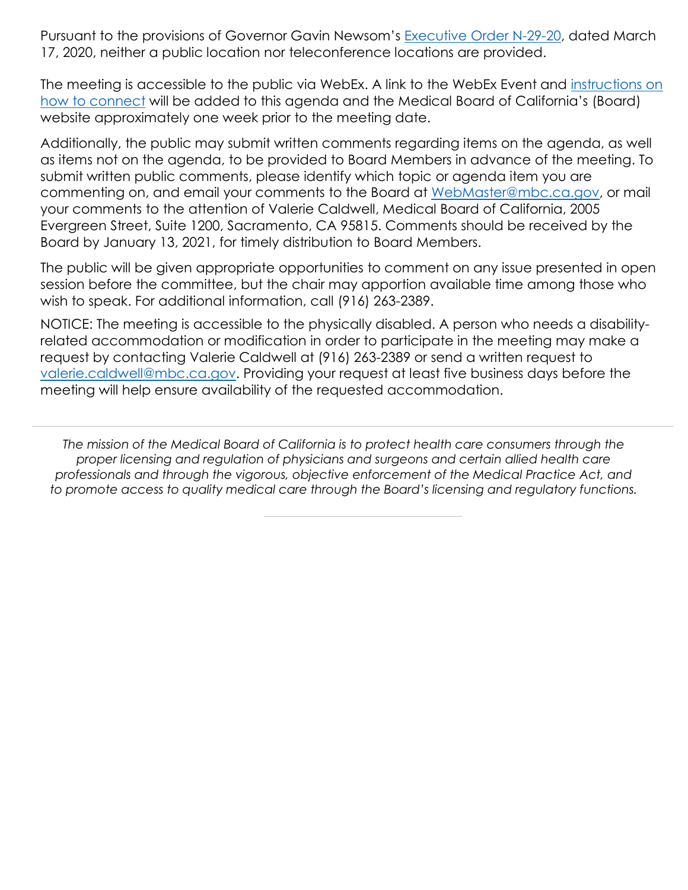Pursuant to the provisions of Governor Gavin Newsom's Executive Order N-29-20, dated March 17, 2020, neither a public location nor teleconference locations are provided.

The meeting is accessible to the public via WebEx. A link to the WebEx Event and instructions on how to connect will be added to this agenda and the Medical Board of California's (Board) website approximately one week prior to the meeting date.

Additionally, the public may submit written comments regarding items on the agenda, as well as items not on the agenda, to be provided to Board Members in advance of the meeting. To submit written public comments, please identify which topic or agenda item you are commenting on, and email your comments to the Board at WebMaster@mbc.ca.gov, or mail your comments to the attention of Valerie Caldwell, Medical Board of California, 2005 Evergreen Street, Suite 1200, Sacramento, CA 95815. Comments should be received by the Board by January 13, 2021, for timely distribution to Board Members.

The public will be given appropriate opportunities to comment on any issue presented in open session before the committee, but the chair may apportion available time among those who wish to speak. For additional information, call (916) 263-2389.

NOTICE: The meeting is accessible to the physically disabled. A person who needs a disability-related accommodation or modification in order to participate in the meeting may make a request by contacting Valerie Caldwell at (916) 263-2389 or send a written request to valerie.caldwell@mbc.ca.gov. Providing your request at least five business days before the meeting will help ensure availability of the requested accommodation.

---

*The mission of the Medical Board of California is to protect health care consumers through the proper licensing and regulation of physicians and surgeons and certain allied health care professionals and through the vigorous, objective enforcement of the Medical Practice Act, and to promote access to quality medical care through the Board's licensing and regulatory functions.*